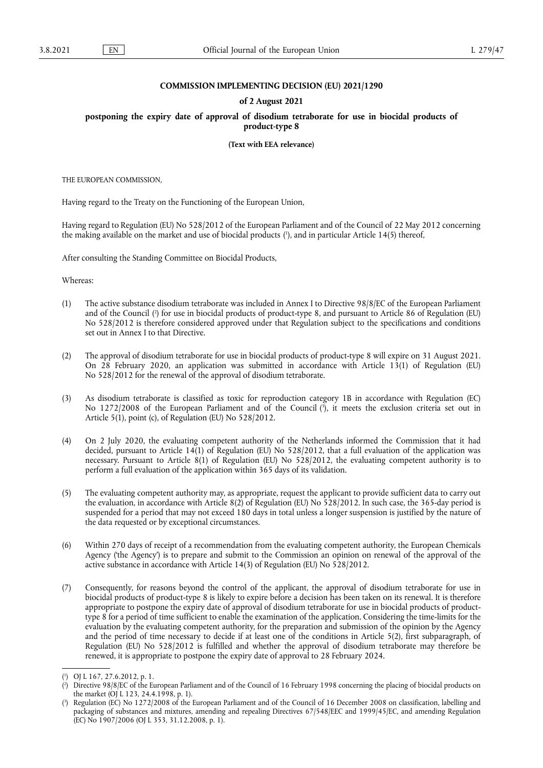**COMMISSION IMPLEMENTING DECISION (EU) 2021/1290**

**of 2 August 2021**

**postponing the expiry date of approval of disodium tetraborate for use in biocidal products of product-type 8**

**(Text with EEA relevance)**

THE EUROPEAN COMMISSION,

Having regard to the Treaty on the Functioning of the European Union,

Having regard to Regulation (EU) No 528/2012 of the European Parliament and of the Council of 22 May 2012 concerning the making available on the market and use of biocidal products ([1]), and in particular Article 14(5) thereof,

After consulting the Standing Committee on Biocidal Products,

Whereas:

(1) The active substance disodium tetraborate was included in Annex I to Directive 98/8/EC of the European Parliament and of the Council ([2]) for use in biocidal products of product-type 8, and pursuant to Article 86 of Regulation (EU) No 528/2012 is therefore considered approved under that Regulation subject to the specifications and conditions set out in Annex I to that Directive.

(2) The approval of disodium tetraborate for use in biocidal products of product-type 8 will expire on 31 August 2021. On 28 February 2020, an application was submitted in accordance with Article 13(1) of Regulation (EU) No 528/2012 for the renewal of the approval of disodium tetraborate.

(3) As disodium tetraborate is classified as toxic for reproduction category 1B in accordance with Regulation (EC) No 1272/2008 of the European Parliament and of the Council ([3]), it meets the exclusion criteria set out in Article 5(1), point (c), of Regulation (EU) No 528/2012.

(4) On 2 July 2020, the evaluating competent authority of the Netherlands informed the Commission that it had decided, pursuant to Article 14(1) of Regulation (EU) No 528/2012, that a full evaluation of the application was necessary. Pursuant to Article 8(1) of Regulation (EU) No 528/2012, the evaluating competent authority is to perform a full evaluation of the application within 365 days of its validation.

(5) The evaluating competent authority may, as appropriate, request the applicant to provide sufficient data to carry out the evaluation, in accordance with Article 8(2) of Regulation (EU) No 528/2012. In such case, the 365-day period is suspended for a period that may not exceed 180 days in total unless a longer suspension is justified by the nature of the data requested or by exceptional circumstances.

(6) Within 270 days of receipt of a recommendation from the evaluating competent authority, the European Chemicals Agency ('the Agency') is to prepare and submit to the Commission an opinion on renewal of the approval of the active substance in accordance with Article 14(3) of Regulation (EU) No 528/2012.

(7) Consequently, for reasons beyond the control of the applicant, the approval of disodium tetraborate for use in biocidal products of product-type 8 is likely to expire before a decision has been taken on its renewal. It is therefore appropriate to postpone the expiry date of approval of disodium tetraborate for use in biocidal products of product-type 8 for a period of time sufficient to enable the examination of the application. Considering the time-limits for the evaluation by the evaluating competent authority, for the preparation and submission of the opinion by the Agency and the period of time necessary to decide if at least one of the conditions in Article 5(2), first subparagraph, of Regulation (EU) No 528/2012 is fulfilled and whether the approval of disodium tetraborate may therefore be renewed, it is appropriate to postpone the expiry date of approval to 28 February 2024.

---

([1]) OJ L 167, 27.6.2012, p. 1.

([2]) Directive 98/8/EC of the European Parliament and of the Council of 16 February 1998 concerning the placing of biocidal products on the market (OJ L 123, 24.4.1998, p. 1).

([3]) Regulation (EC) No 1272/2008 of the European Parliament and of the Council of 16 December 2008 on classification, labelling and packaging of substances and mixtures, amending and repealing Directives 67/548/EEC and 1999/45/EC, and amending Regulation (EC) No 1907/2006 (OJ L 353, 31.12.2008, p. 1).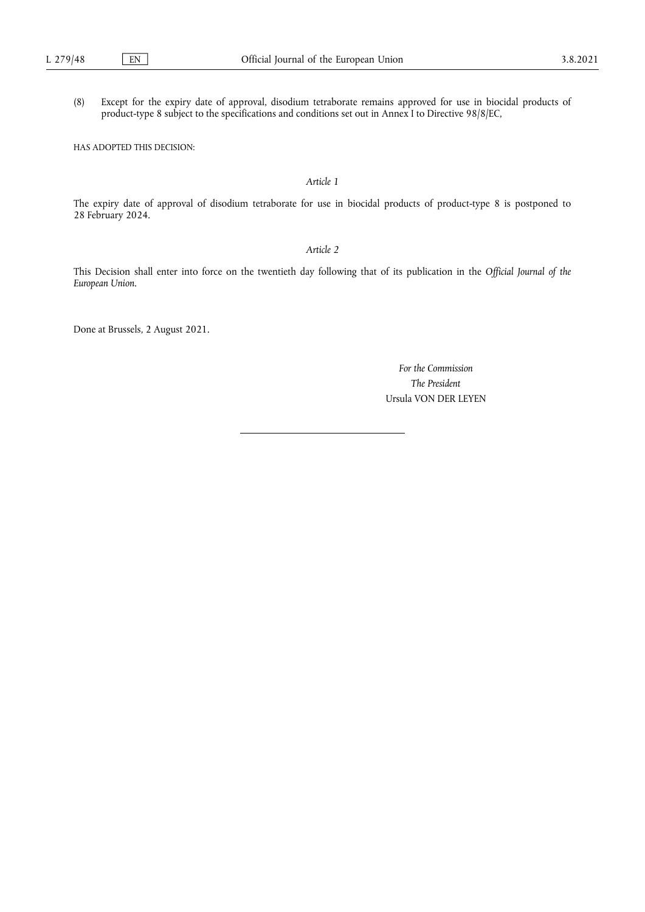(8) Except for the expiry date of approval, disodium tetraborate remains approved for use in biocidal products of product-type 8 subject to the specifications and conditions set out in Annex I to Directive 98/8/EC,

HAS ADOPTED THIS DECISION:

*Article 1*

The expiry date of approval of disodium tetraborate for use in biocidal products of product-type 8 is postponed to 28 February 2024.

*Article 2*

This Decision shall enter into force on the twentieth day following that of its publication in the *Official Journal of the European Union*.

Done at Brussels, 2 August 2021.

*For the Commission*

*The President*

Ursula VON DER LEYEN